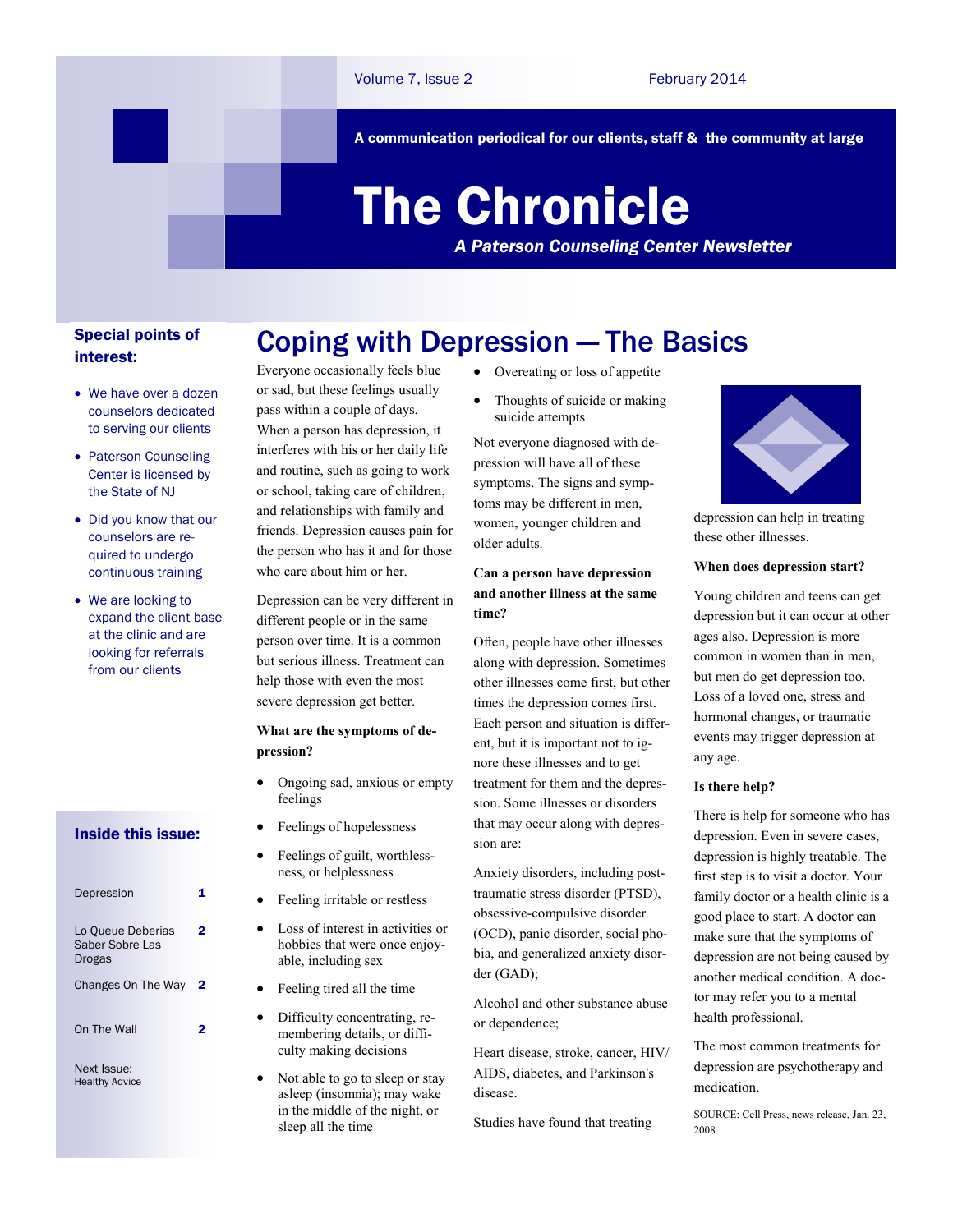Volume 7, Issue 2 February 2014

A communication periodical for our clients, staff & the community at large

# The Chronicle

*A Paterson Counseling Center Newsletter*

**Special points of interest:**

- We have over a dozen counselors dedicated to serving our clients
- Paterson Counseling Center is licensed by the State of NJ
- Did you know that our counselors are required to undergo continuous training
- We are looking to expand the client base at the clinic and are looking for referrals from our clients

**Inside this issue:**

| | |
|---|---|
| Depression | 1 |
| Lo Queue Deberias Saber Sobre Las Drogas | 2 |
| Changes On The Way | 2 |
| On The Wall | 2 |
| Next Issue: Healthy Advice | |

## Coping with Depression — The Basics

Everyone occasionally feels blue or sad, but these feelings usually pass within a couple of days. When a person has depression, it interferes with his or her daily life and routine, such as going to work or school, taking care of children, and relationships with family and friends. Depression causes pain for the person who has it and for those who care about him or her.

Depression can be very different in different people or in the same person over time. It is a common but serious illness. Treatment can help those with even the most severe depression get better.

**What are the symptoms of depression?**

- Ongoing sad, anxious or empty feelings
- Feelings of hopelessness
- Feelings of guilt, worthlessness, or helplessness
- Feeling irritable or restless
- Loss of interest in activities or hobbies that were once enjoyable, including sex
- Feeling tired all the time
- Difficulty concentrating, remembering details, or difficulty making decisions
- Not able to go to sleep or stay asleep (insomnia); may wake in the middle of the night, or sleep all the time
- Overeating or loss of appetite
- Thoughts of suicide or making suicide attempts

Not everyone diagnosed with depression will have all of these symptoms. The signs and symptoms may be different in men, women, younger children and older adults.

**Can a person have depression and another illness at the same time?**

Often, people have other illnesses along with depression. Sometimes other illnesses come first, but other times the depression comes first. Each person and situation is different, but it is important not to ignore these illnesses and to get treatment for them and the depression. Some illnesses or disorders that may occur along with depression are:

Anxiety disorders, including post-traumatic stress disorder (PTSD), obsessive-compulsive disorder (OCD), panic disorder, social phobia, and generalized anxiety disorder (GAD);

Alcohol and other substance abuse or dependence;

Heart disease, stroke, cancer, HIV/AIDS, diabetes, and Parkinson's disease.

Studies have found that treating depression can help in treating these other illnesses.

**When does depression start?**

Young children and teens can get depression but it can occur at other ages also. Depression is more common in women than in men, but men do get depression too. Loss of a loved one, stress and hormonal changes, or traumatic events may trigger depression at any age.

**Is there help?**

There is help for someone who has depression. Even in severe cases, depression is highly treatable. The first step is to visit a doctor. Your family doctor or a health clinic is a good place to start. A doctor can make sure that the symptoms of depression are not being caused by another medical condition. A doctor may refer you to a mental health professional.

The most common treatments for depression are psychotherapy and medication.

SOURCE: Cell Press, news release, Jan. 23, 2008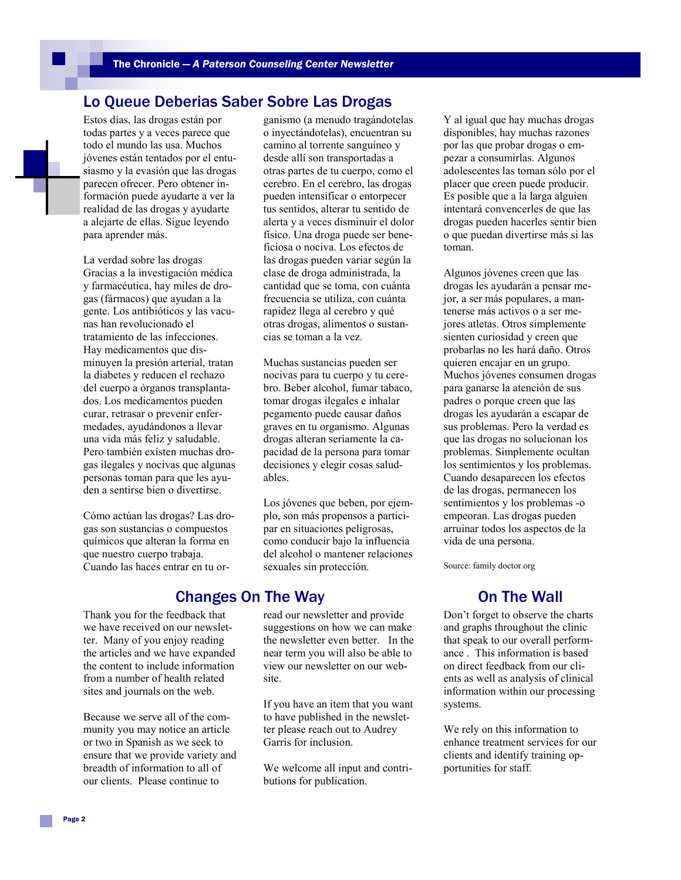## Lo Queue Deberias Saber Sobre Las Drogas

Estos días, las drogas están por todas partes y a veces parece que todo el mundo las usa. Muchos jóvenes están tentados por el entusiasmo y la evasión que las drogas parecen ofrecer. Pero obtener información puede ayudarte a ver la realidad de las drogas y ayudarte a alejarte de ellas. Sigue leyendo para aprender más.

La verdad sobre las drogas
Gracias a la investigación médica y farmacéutica, hay miles de drogas (fármacos) que ayudan a la gente. Los antibióticos y las vacunas han revolucionado el tratamiento de las infecciones. Hay medicamentos que disminuyen la presión arterial, tratan la diabetes y reducen el rechazo del cuerpo a órganos transplantados. Los medicamentos pueden curar, retrasar o prevenir enfermedades, ayudándonos a llevar una vida más feliz y saludable. Pero también existen muchas drogas ilegales y nocivas que algunas personas toman para que les ayuden a sentirse bien o divertirse.

Cómo actúan las drogas? Las drogas son sustancias o compuestos químicos que alteran la forma en que nuestro cuerpo trabaja. Cuando las haces entrar en tu organismo (a menudo tragándotelas o inyectándotelas), encuentran su camino al torrente sanguíneo y desde allí son transportadas a otras partes de tu cuerpo, como el cerebro. En el cerebro, las drogas pueden intensificar o entorpecer tus sentidos, alterar tu sentido de alerta y a veces disminuir el dolor físico. Una droga puede ser beneficiosa o nociva. Los efectos de las drogas pueden variar según la clase de droga administrada, la cantidad que se toma, con cuánta frecuencia se utiliza, con cuánta rapidez llega al cerebro y qué otras drogas, alimentos o sustancias se toman a la vez.

Muchas sustancias pueden ser nocivas para tu cuerpo y tu cerebro. Beber alcohol, fumar tabaco, tomar drogas ilegales e inhalar pegamento puede causar daños graves en tu organismo. Algunas drogas alteran seriamente la capacidad de la persona para tomar decisiones y elegir cosas saludables.

Los jóvenes que beben, por ejemplo, son más propensos a participar en situaciones peligrosas, como conducir bajo la influencia del alcohol o mantener relaciones sexuales sin protección.

Y al igual que hay muchas drogas disponibles, hay muchas razones por las que probar drogas o empezar a consumirlas. Algunos adolescentes las toman sólo por el placer que creen puede producir. Es posible que a la larga alguien intentará convencerles de que las drogas pueden hacerles sentir bien o que puedan divertirse más si las toman.

Algunos jóvenes creen que las drogas les ayudarán a pensar mejor, a ser más populares, a mantenerse más activos o a ser mejores atletas. Otros simplemente sienten curiosidad y creen que probarlas no les hará daño. Otros quieren encajar en un grupo. Muchos jóvenes consumen drogas para ganarse la atención de sus padres o porque creen que las drogas les ayudarán a escapar de sus problemas. Pero la verdad es que las drogas no solucionan los problemas. Simplemente ocultan los sentimientos y los problemas. Cuando desaparecen los efectos de las drogas, permanecen los sentimientos y los problemas -o empeoran. Las drogas pueden arruinar todos los aspectos de la vida de una persona.

Source: family doctor.org

## Changes On The Way

Thank you for the feedback that we have received on our newsletter. Many of you enjoy reading the articles and we have expanded the content to include information from a number of health related sites and journals on the web.

Because we serve all of the community you may notice an article or two in Spanish as we seek to ensure that we provide variety and breadth of information to all of our clients. Please continue to read our newsletter and provide suggestions on how we can make the newsletter even better. In the near term you will also be able to view our newsletter on our website.

If you have an item that you want to have published in the newsletter please reach out to Audrey Garris for inclusion.

We welcome all input and contributions for publication.

## On The Wall

Don't forget to observe the charts and graphs throughout the clinic that speak to our overall performance . This information is based on direct feedback from our clients as well as analysis of clinic information within our processing systems.

We rely on this information to enhance treatment services for our clients and identify training opportunities for staff.